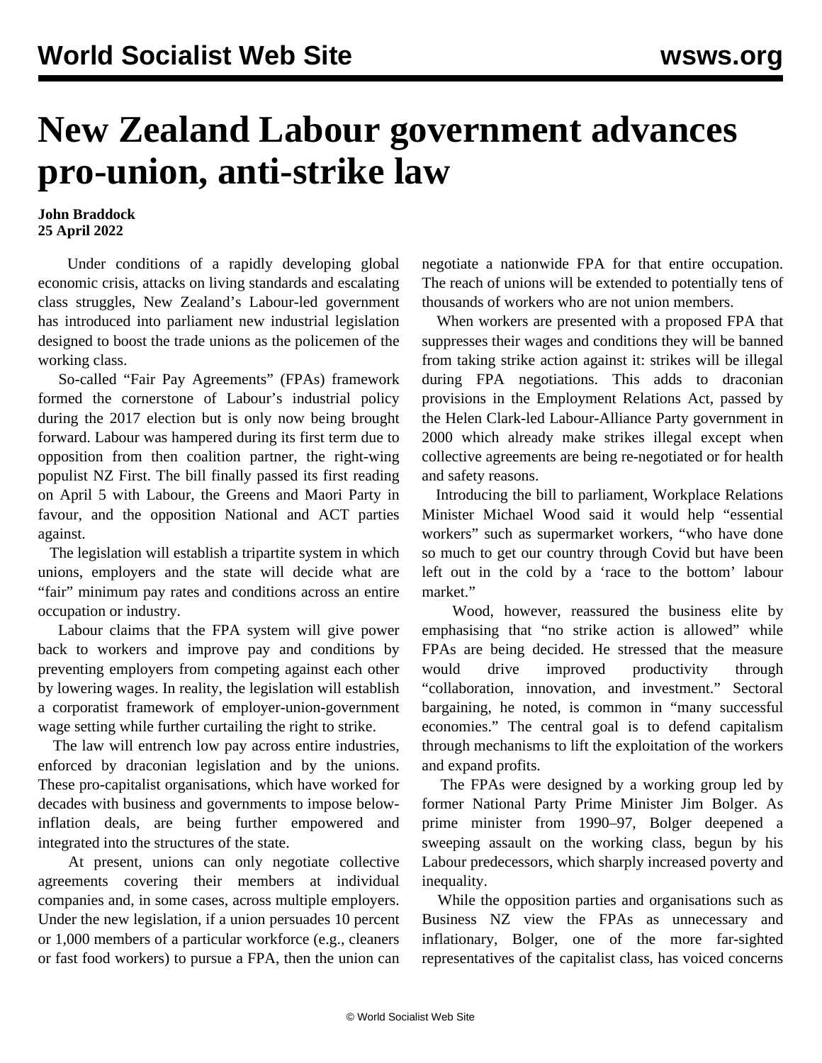# New Zealand Labour government advances pro-union, anti-strike law

**John Braddock**
**25 April 2022**

Under conditions of a rapidly developing global economic crisis, attacks on living standards and escalating class struggles, New Zealand's Labour-led government has introduced into parliament new industrial legislation designed to boost the trade unions as the policemen of the working class.

So-called "Fair Pay Agreements" (FPAs) framework formed the cornerstone of Labour's industrial policy during the 2017 election but is only now being brought forward. Labour was hampered during its first term due to opposition from then coalition partner, the right-wing populist NZ First. The bill finally passed its first reading on April 5 with Labour, the Greens and Maori Party in favour, and the opposition National and ACT parties against.

The legislation will establish a tripartite system in which unions, employers and the state will decide what are "fair" minimum pay rates and conditions across an entire occupation or industry.

Labour claims that the FPA system will give power back to workers and improve pay and conditions by preventing employers from competing against each other by lowering wages. In reality, the legislation will establish a corporatist framework of employer-union-government wage setting while further curtailing the right to strike.

The law will entrench low pay across entire industries, enforced by draconian legislation and by the unions. These pro-capitalist organisations, which have worked for decades with business and governments to impose below-inflation deals, are being further empowered and integrated into the structures of the state.

At present, unions can only negotiate collective agreements covering their members at individual companies and, in some cases, across multiple employers. Under the new legislation, if a union persuades 10 percent or 1,000 members of a particular workforce (e.g., cleaners or fast food workers) to pursue a FPA, then the union can negotiate a nationwide FPA for that entire occupation. The reach of unions will be extended to potentially tens of thousands of workers who are not union members.

When workers are presented with a proposed FPA that suppresses their wages and conditions they will be banned from taking strike action against it: strikes will be illegal during FPA negotiations. This adds to draconian provisions in the Employment Relations Act, passed by the Helen Clark-led Labour-Alliance Party government in 2000 which already make strikes illegal except when collective agreements are being re-negotiated or for health and safety reasons.

Introducing the bill to parliament, Workplace Relations Minister Michael Wood said it would help "essential workers" such as supermarket workers, "who have done so much to get our country through Covid but have been left out in the cold by a 'race to the bottom' labour market."

Wood, however, reassured the business elite by emphasising that "no strike action is allowed" while FPAs are being decided. He stressed that the measure would drive improved productivity through "collaboration, innovation, and investment." Sectoral bargaining, he noted, is common in "many successful economies." The central goal is to defend capitalism through mechanisms to lift the exploitation of the workers and expand profits.

The FPAs were designed by a working group led by former National Party Prime Minister Jim Bolger. As prime minister from 1990–97, Bolger deepened a sweeping assault on the working class, begun by his Labour predecessors, which sharply increased poverty and inequality.

While the opposition parties and organisations such as Business NZ view the FPAs as unnecessary and inflationary, Bolger, one of the more far-sighted representatives of the capitalist class, has voiced concerns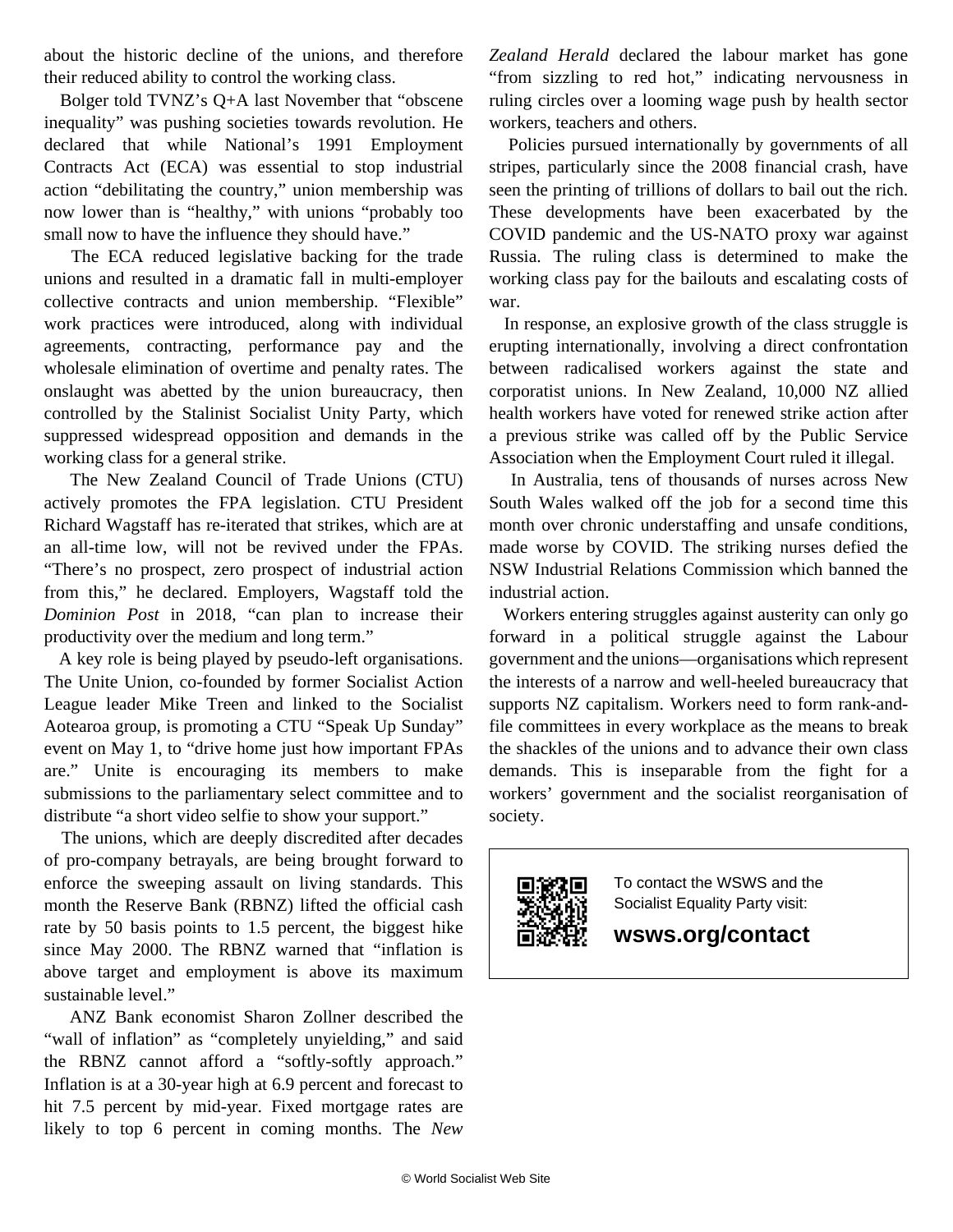about the historic decline of the unions, and therefore their reduced ability to control the working class.

Bolger told TVNZ's Q+A last November that "obscene inequality" was pushing societies towards revolution. He declared that while National's 1991 Employment Contracts Act (ECA) was essential to stop industrial action "debilitating the country," union membership was now lower than is "healthy," with unions "probably too small now to have the influence they should have."

The ECA reduced legislative backing for the trade unions and resulted in a dramatic fall in multi-employer collective contracts and union membership. "Flexible" work practices were introduced, along with individual agreements, contracting, performance pay and the wholesale elimination of overtime and penalty rates. The onslaught was abetted by the union bureaucracy, then controlled by the Stalinist Socialist Unity Party, which suppressed widespread opposition and demands in the working class for a general strike.

The New Zealand Council of Trade Unions (CTU) actively promotes the FPA legislation. CTU President Richard Wagstaff has re-iterated that strikes, which are at an all-time low, will not be revived under the FPAs. "There's no prospect, zero prospect of industrial action from this," he declared. Employers, Wagstaff told the *Dominion Post* in 2018, "can plan to increase their productivity over the medium and long term."

A key role is being played by pseudo-left organisations. The Unite Union, co-founded by former Socialist Action League leader Mike Treen and linked to the Socialist Aotearoa group, is promoting a CTU "Speak Up Sunday" event on May 1, to "drive home just how important FPAs are." Unite is encouraging its members to make submissions to the parliamentary select committee and to distribute "a short video selfie to show your support."

The unions, which are deeply discredited after decades of pro-company betrayals, are being brought forward to enforce the sweeping assault on living standards. This month the Reserve Bank (RBNZ) lifted the official cash rate by 50 basis points to 1.5 percent, the biggest hike since May 2000. The RBNZ warned that "inflation is above target and employment is above its maximum sustainable level."

ANZ Bank economist Sharon Zollner described the "wall of inflation" as "completely unyielding," and said the RBNZ cannot afford a "softly-softly approach." Inflation is at a 30-year high at 6.9 percent and forecast to hit 7.5 percent by mid-year. Fixed mortgage rates are likely to top 6 percent in coming months. The *New Zealand Herald* declared the labour market has gone "from sizzling to red hot," indicating nervousness in ruling circles over a looming wage push by health sector workers, teachers and others.

Policies pursued internationally by governments of all stripes, particularly since the 2008 financial crash, have seen the printing of trillions of dollars to bail out the rich. These developments have been exacerbated by the COVID pandemic and the US-NATO proxy war against Russia. The ruling class is determined to make the working class pay for the bailouts and escalating costs of war.

In response, an explosive growth of the class struggle is erupting internationally, involving a direct confrontation between radicalised workers against the state and corporatist unions. In New Zealand, 10,000 NZ allied health workers have voted for renewed strike action after a previous strike was called off by the Public Service Association when the Employment Court ruled it illegal.

In Australia, tens of thousands of nurses across New South Wales walked off the job for a second time this month over chronic understaffing and unsafe conditions, made worse by COVID. The striking nurses defied the NSW Industrial Relations Commission which banned the industrial action.

Workers entering struggles against austerity can only go forward in a political struggle against the Labour government and the unions—organisations which represent the interests of a narrow and well-heeled bureaucracy that supports NZ capitalism. Workers need to form rank-and-file committees in every workplace as the means to break the shackles of the unions and to advance their own class demands. This is inseparable from the fight for a workers' government and the socialist reorganisation of society.

To contact the WSWS and the Socialist Equality Party visit:

**wsws.org/contact**